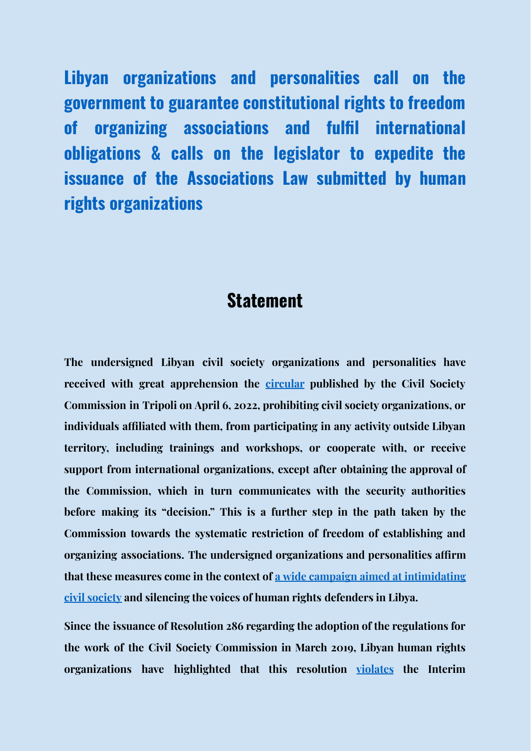# Libyan organizations and personalities call on the government to guarantee constitutional rights to freedom of organizing associations and fulfil international obligations & calls on the legislator to expedite the issuance of the Associations Law submitted by human rights organizations

## Statement

**The undersigned Libyan civil society organizations and personalities have received with great apprehension the circular published by the Civil Society Commission in Tripoli on April 6, 2022, prohibiting civil society organizations, or individuals affiliated with them, from participating in any activity outside Libyan territory, including trainings and workshops, or cooperate with, or receive support from international organizations, except after obtaining the approval of the Commission, which in turn communicates with the security authorities before making its "decision." This is a further step in the path taken by the Commission towards the systematic restriction of freedom of establishing and organizing associations. The undersigned organizations and personalities affirm that these measures come in the context of a wide campaign aimed at intimidating civil society and silencing the voices of human rights defenders in Libya.**

**Since the issuance of Resolution 286 regarding the adoption of the regulations for the work of the Civil Society Commission in March 2019, Libyan human rights organizations have highlighted that this resolution violates the Interim**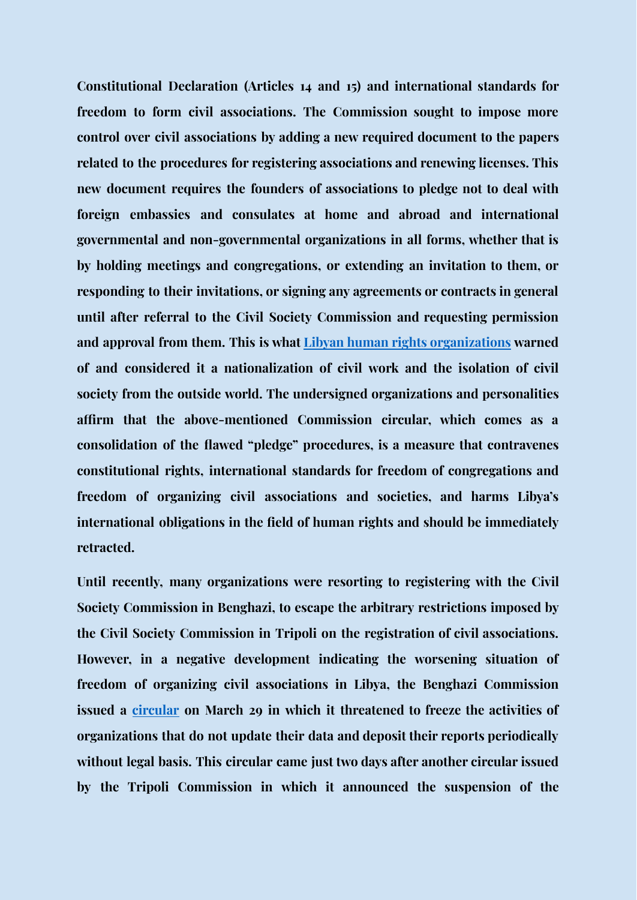**Constitutional Declaration (Articles 14 and 15) and international standards for freedom to form civil associations. The Commission sought to impose more control over civil associations by adding a new required document to the papers related to the procedures for registering associations and renewing licenses. This new document requires the founders of associations to pledge not to deal with foreign embassies and consulates at home and abroad and international governmental and non-governmental organizations in all forms, whether that is by holding meetings and congregations, or extending an invitation to them, or responding to their invitations, or signing any agreements or contracts in general until after referral to the Civil Society Commission and requesting permission and approval from them. This is what [Libyan human rights organizations]() warned of and considered it a nationalization of civil work and the isolation of civil society from the outside world. The undersigned organizations and personalities affirm that the above-mentioned Commission circular, which comes as a consolidation of the flawed "pledge" procedures, is a measure that contravenes constitutional rights, international standards for freedom of congregations and freedom of organizing civil associations and societies, and harms Libya's international obligations in the field of human rights and should be immediately retracted.**

**Until recently, many organizations were resorting to registering with the Civil Society Commission in Benghazi, to escape the arbitrary restrictions imposed by the Civil Society Commission in Tripoli on the registration of civil associations. However, in a negative development indicating the worsening situation of freedom of organizing civil associations in Libya, the Benghazi Commission issued a [circular]() on March 29 in which it threatened to freeze the activities of organizations that do not update their data and deposit their reports periodically without legal basis. This circular came just two days after another circular issued by the Tripoli Commission in which it announced the suspension of the**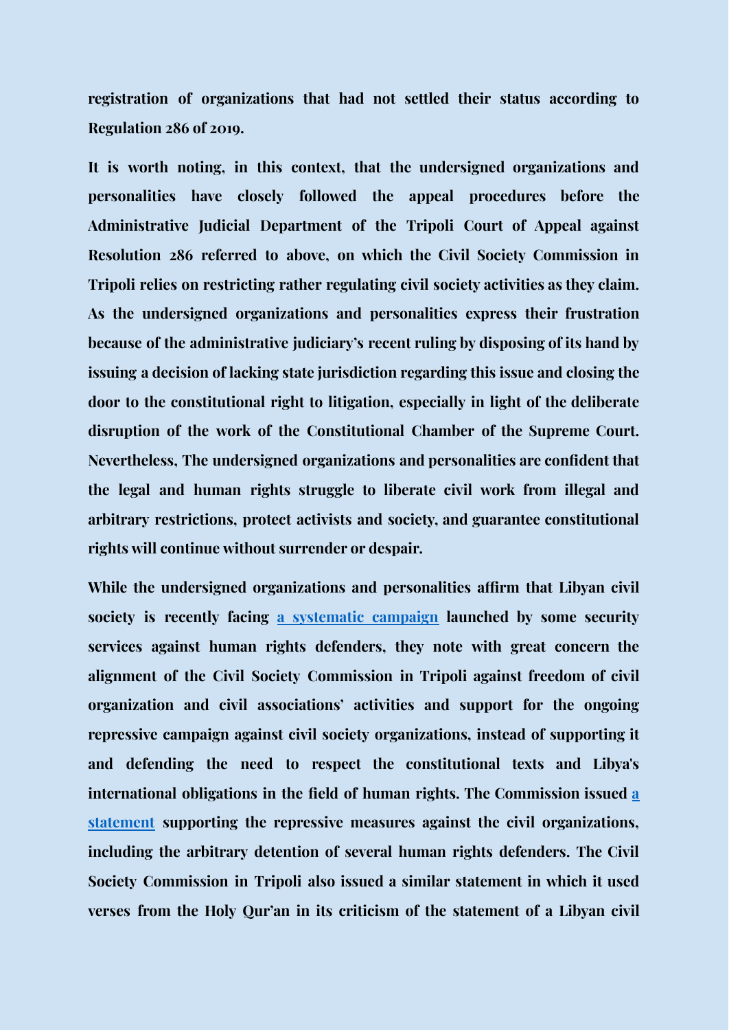registration of organizations that had not settled their status according to Regulation 286 of 2019.

It is worth noting, in this context, that the undersigned organizations and personalities have closely followed the appeal procedures before the Administrative Judicial Department of the Tripoli Court of Appeal against Resolution 286 referred to above, on which the Civil Society Commission in Tripoli relies on restricting rather regulating civil society activities as they claim. As the undersigned organizations and personalities express their frustration because of the administrative judiciary's recent ruling by disposing of its hand by issuing a decision of lacking state jurisdiction regarding this issue and closing the door to the constitutional right to litigation, especially in light of the deliberate disruption of the work of the Constitutional Chamber of the Supreme Court. Nevertheless, The undersigned organizations and personalities are confident that the legal and human rights struggle to liberate civil work from illegal and arbitrary restrictions, protect activists and society, and guarantee constitutional rights will continue without surrender or despair.

While the undersigned organizations and personalities affirm that Libyan civil society is recently facing a systematic campaign launched by some security services against human rights defenders, they note with great concern the alignment of the Civil Society Commission in Tripoli against freedom of civil organization and civil associations' activities and support for the ongoing repressive campaign against civil society organizations, instead of supporting it and defending the need to respect the constitutional texts and Libya's international obligations in the field of human rights. The Commission issued a statement supporting the repressive measures against the civil organizations, including the arbitrary detention of several human rights defenders. The Civil Society Commission in Tripoli also issued a similar statement in which it used verses from the Holy Qur'an in its criticism of the statement of a Libyan civil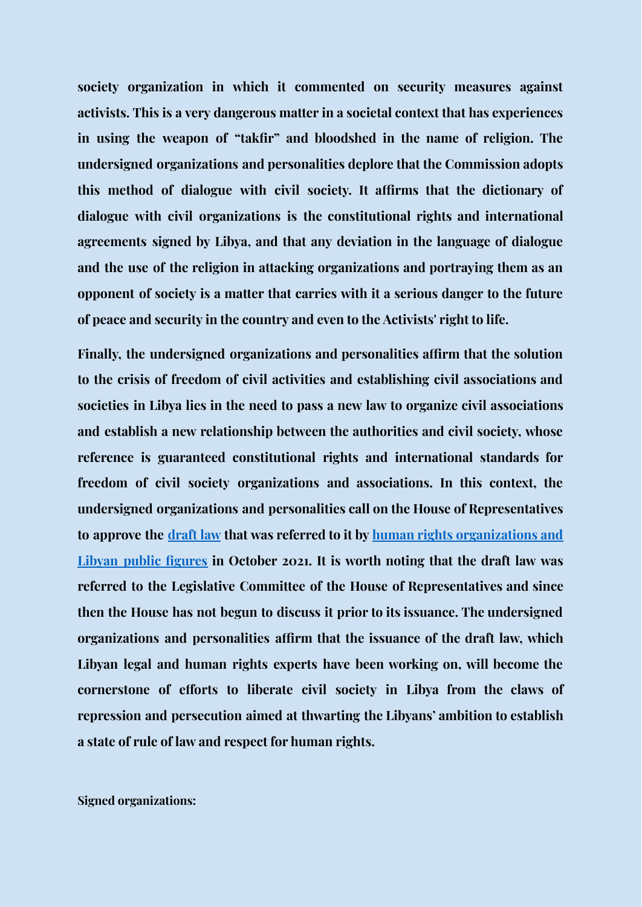**society organization in which it commented on security measures against activists. This is a very dangerous matter in a societal context that has experiences in using the weapon of "takfir" and bloodshed in the name of religion. The undersigned organizations and personalities deplore that the Commission adopts this method of dialogue with civil society. It affirms that the dictionary of dialogue with civil organizations is the constitutional rights and international agreements signed by Libya, and that any deviation in the language of dialogue and the use of the religion in attacking organizations and portraying them as an opponent of society is a matter that carries with it a serious danger to the future of peace and security in the country and even to the Activists' right to life.**

**Finally, the undersigned organizations and personalities affirm that the solution to the crisis of freedom of civil activities and establishing civil associations and societies in Libya lies in the need to pass a new law to organize civil associations and establish a new relationship between the authorities and civil society, whose reference is guaranteed constitutional rights and international standards for freedom of civil society organizations and associations. In this context, the undersigned organizations and personalities call on the House of Representatives to approve the draft law that was referred to it by human rights organizations and Libyan public figures in October 2021. It is worth noting that the draft law was referred to the Legislative Committee of the House of Representatives and since then the House has not begun to discuss it prior to its issuance. The undersigned organizations and personalities affirm that the issuance of the draft law, which Libyan legal and human rights experts have been working on, will become the cornerstone of efforts to liberate civil society in Libya from the claws of repression and persecution aimed at thwarting the Libyans' ambition to establish a state of rule of law and respect for human rights.**

**Signed organizations:**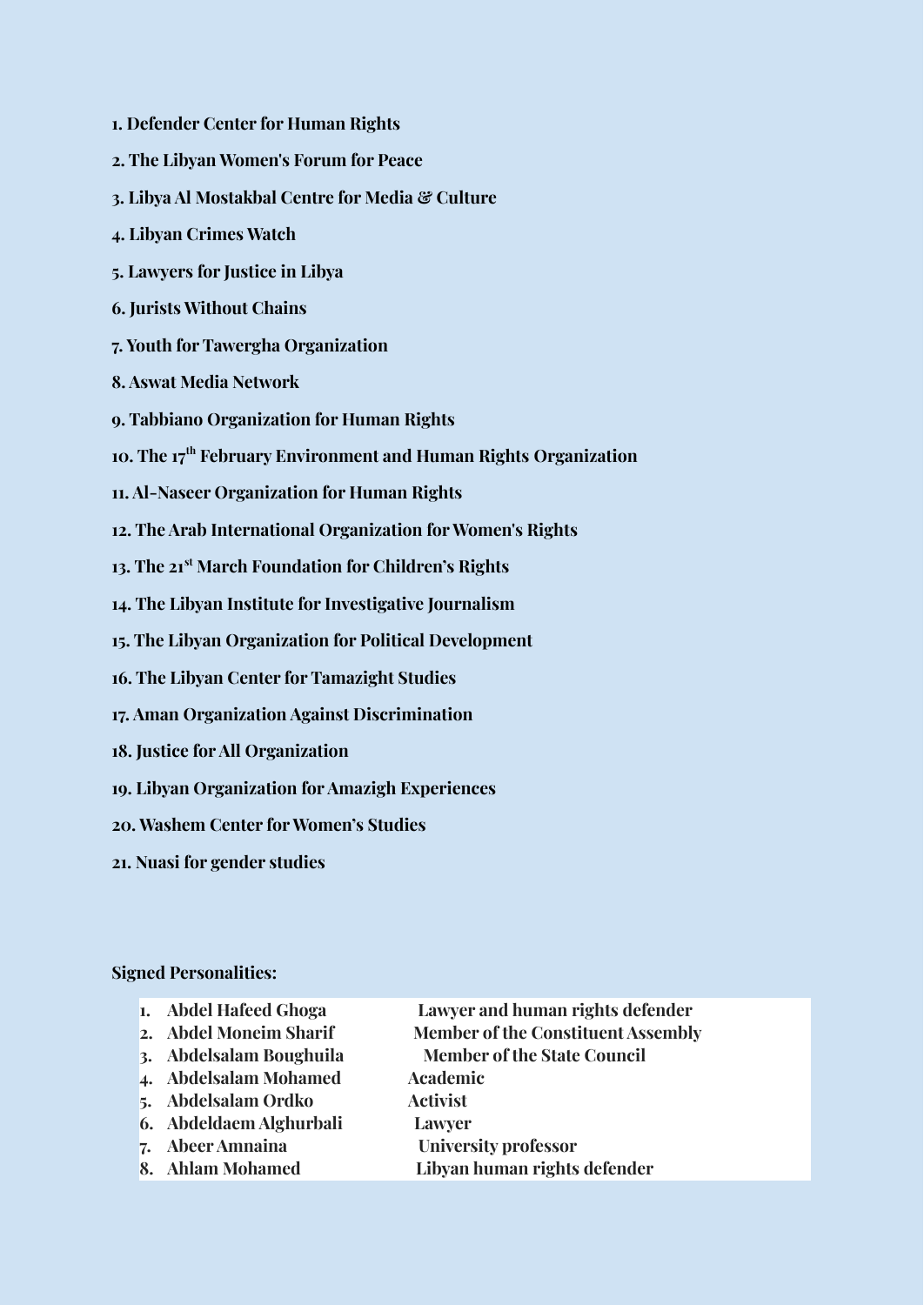1. Defender Center for Human Rights
2. The Libyan Women's Forum for Peace
3. Libya Al Mostakbal Centre for Media & Culture
4. Libyan Crimes Watch
5. Lawyers for Justice in Libya
6. Jurists Without Chains
7. Youth for Tawergha Organization
8. Aswat Media Network
9. Tabbiano Organization for Human Rights
10. The 17th February Environment and Human Rights Organization
11. Al-Naseer Organization for Human Rights
12. The Arab International Organization for Women's Rights
13. The 21st March Foundation for Children's Rights
14. The Libyan Institute for Investigative Journalism
15. The Libyan Organization for Political Development
16. The Libyan Center for Tamazight Studies
17. Aman Organization Against Discrimination
18. Justice for All Organization
19. Libyan Organization for Amazigh Experiences
20. Washem Center for Women's Studies
21. Nuasi for gender studies

**Signed Personalities:**

| | Name | Title |
|---|---|---|
| 1. | Abdel Hafeed Ghoga | Lawyer and human rights defender |
| 2. | Abdel Moneim Sharif | Member of the Constituent Assembly |
| 3. | Abdelsalam Boughuila | Member of the State Council |
| 4. | Abdelsalam Mohamed | Academic |
| 5. | Abdelsalam Ordko | Activist |
| 6. | Abdeldaem Alghurbali | Lawyer |
| 7. | Abeer Amnaina | University professor |
| 8. | Ahlam Mohamed | Libyan human rights defender |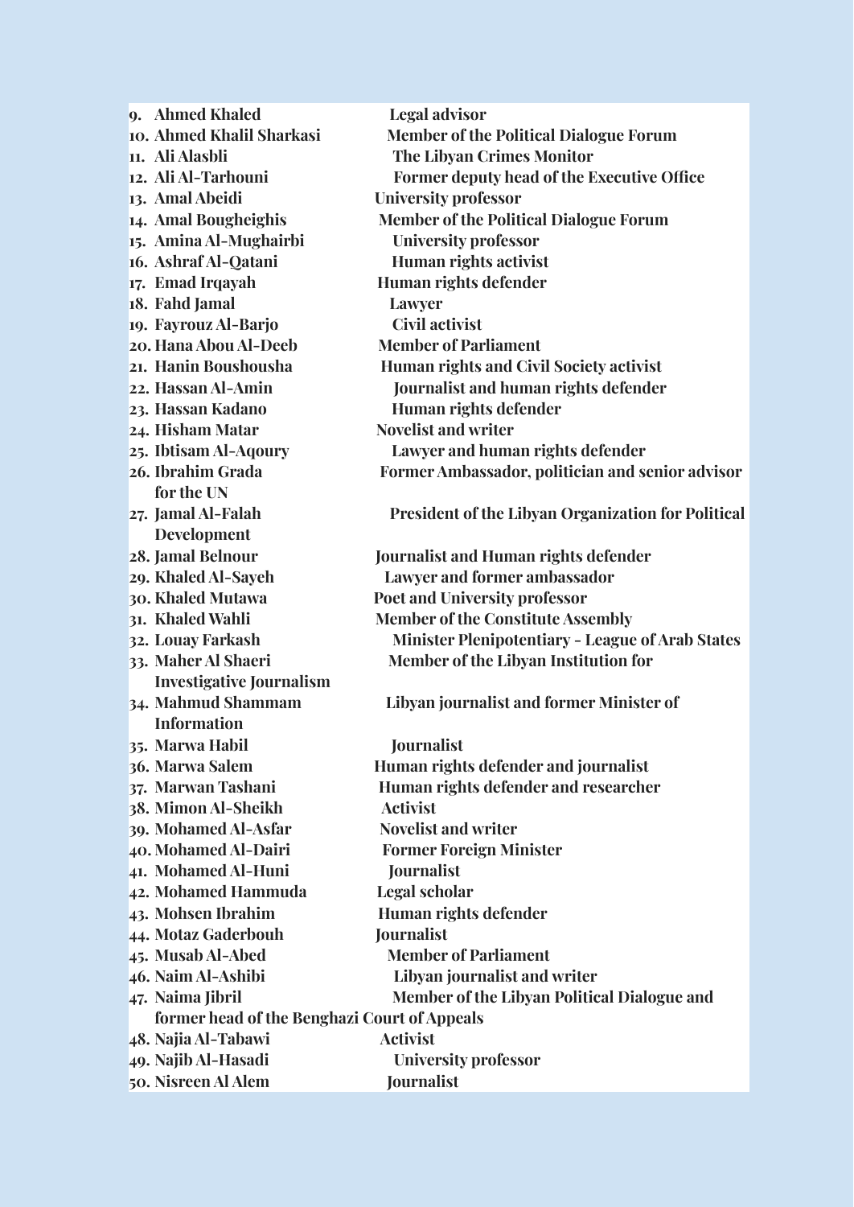9. **Ahmed Khaled** — Legal advisor
10. **Ahmed Khalil Sharkasi** — Member of the Political Dialogue Forum
11. **Ali Alasbli** — The Libyan Crimes Monitor
12. **Ali Al-Tarhouni** — Former deputy head of the Executive Office
13. **Amal Abeidi** — University professor
14. **Amal Bougheighis** — Member of the Political Dialogue Forum
15. **Amina Al-Mughairbi** — University professor
16. **Ashraf Al-Qatani** — Human rights activist
17. **Emad Irqayah** — Human rights defender
18. **Fahd Jamal** — Lawyer
19. **Fayrouz Al-Barjo** — Civil activist
20. **Hana Abou Al-Deeb** — Member of Parliament
21. **Hanin Boushousha** — Human rights and Civil Society activist
22. **Hassan Al-Amin** — Journalist and human rights defender
23. **Hassan Kadano** — Human rights defender
24. **Hisham Matar** — Novelist and writer
25. **Ibtisam Al-Aqoury** — Lawyer and human rights defender
26. **Ibrahim Grada** — Former Ambassador, politician and senior advisor for the UN
27. **Jamal Al-Falah** — President of the Libyan Organization for Political Development
28. **Jamal Belnour** — Journalist and Human rights defender
29. **Khaled Al-Sayeh** — Lawyer and former ambassador
30. **Khaled Mutawa** — Poet and University professor
31. **Khaled Wahli** — Member of the Constitute Assembly
32. **Louay Farkash** — Minister Plenipotentiary - League of Arab States
33. **Maher Al Shaeri** — Member of the Libyan Institution for Investigative Journalism
34. **Mahmud Shammam** — Libyan journalist and former Minister of Information
35. **Marwa Habil** — Journalist
36. **Marwa Salem** — Human rights defender and journalist
37. **Marwan Tashani** — Human rights defender and researcher
38. **Mimon Al-Sheikh** — Activist
39. **Mohamed Al-Asfar** — Novelist and writer
40. **Mohamed Al-Dairi** — Former Foreign Minister
41. **Mohamed Al-Huni** — Journalist
42. **Mohamed Hammuda** — Legal scholar
43. **Mohsen Ibrahim** — Human rights defender
44. **Motaz Gaderbouh** — Journalist
45. **Musab Al-Abed** — Member of Parliament
46. **Naim Al-Ashibi** — Libyan journalist and writer
47. **Naima Jibril** — Member of the Libyan Political Dialogue and former head of the Benghazi Court of Appeals
48. **Najia Al-Tabawi** — Activist
49. **Najib Al-Hasadi** — University professor
50. **Nisreen Al Alem** — Journalist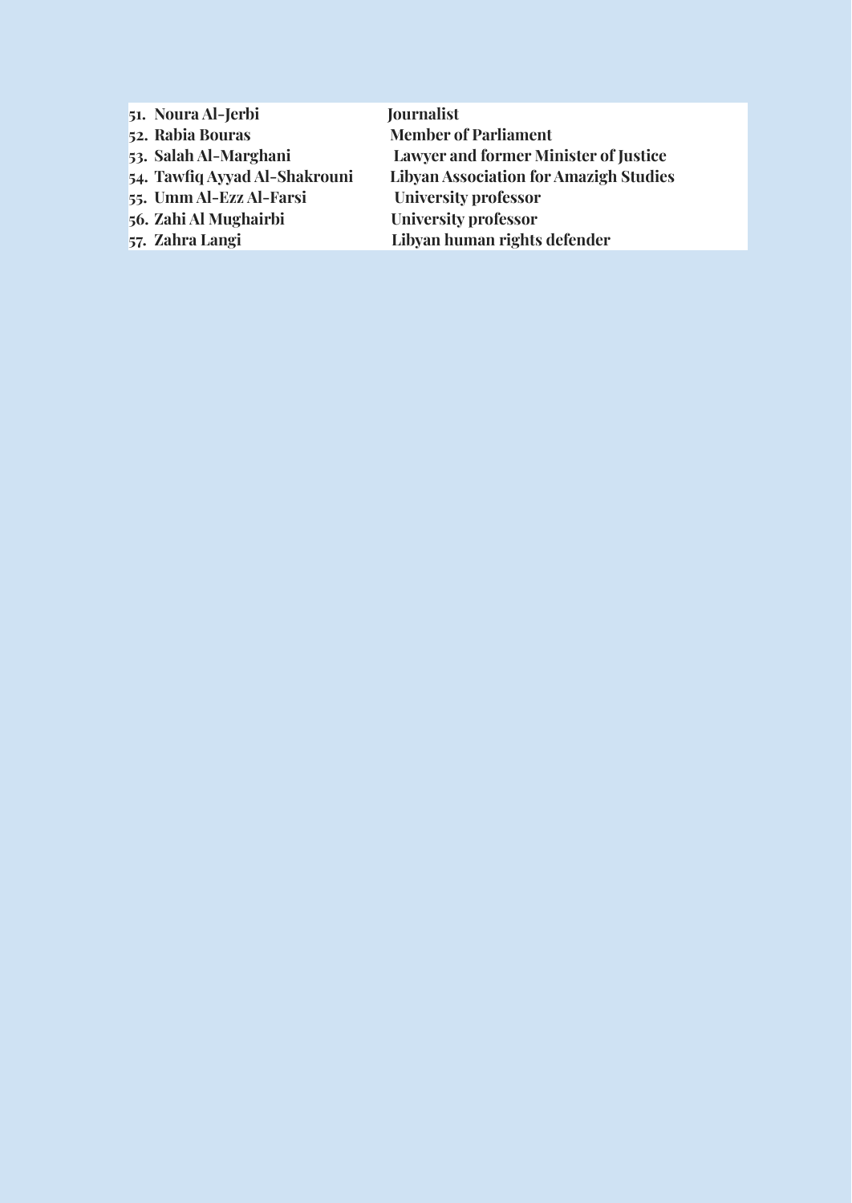| | |
|---|---|
| **51. Noura Al-Jerbi** | **Journalist** |
| **52. Rabia Bouras** | **Member of Parliament** |
| **53. Salah Al-Marghani** | **Lawyer and former Minister of Justice** |
| **54. Tawfiq Ayyad Al-Shakrouni** | **Libyan Association for Amazigh Studies** |
| **55. Umm Al-Ezz Al-Farsi** | **University professor** |
| **56. Zahi Al Mughairbi** | **University professor** |
| **57. Zahra Langi** | **Libyan human rights defender** |